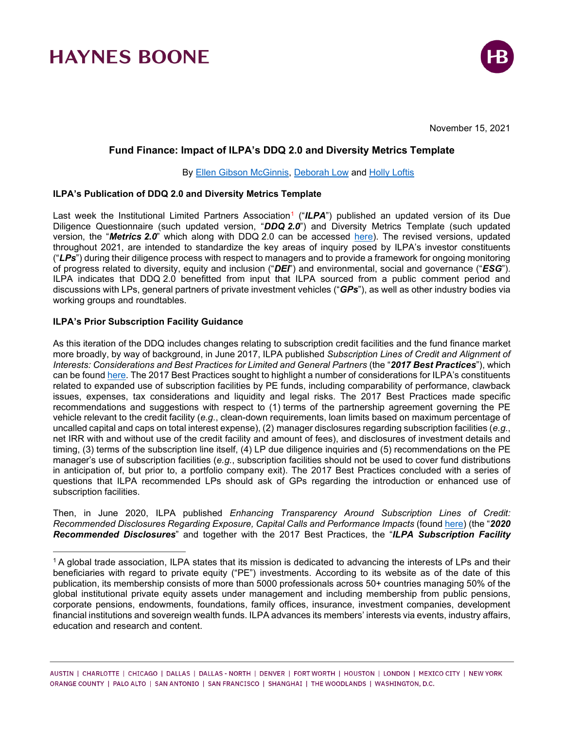**HAYNES BOONE**

November 15, 2021

## Fund Finance: Impact of ILPA's DDQ 2.0 and Diversity Metrics Template

By [Ellen Gibson McGinnis](), [Deborah Low]() and [Holly Loftis]()

### ILPA's Publication of DDQ 2.0 and Diversity Metrics Template

Last week the Institutional Limited Partners Association[1] ("***ILPA***") published an updated version of its Due Diligence Questionnaire (such updated version, "***DDQ 2.0***") and Diversity Metrics Template (such updated version, the "***Metrics 2.0***" which along with DDQ 2.0 can be accessed [here]()). The revised versions, updated throughout 2021, are intended to standardize the key areas of inquiry posed by ILPA's investor constituents ("***LPs***") during their diligence process with respect to managers and to provide a framework for ongoing monitoring of progress related to diversity, equity and inclusion ("***DEI***") and environmental, social and governance ("***ESG***"). ILPA indicates that DDQ 2.0 benefitted from input that ILPA sourced from a public comment period and discussions with LPs, general partners of private investment vehicles ("***GPs***"), as well as other industry bodies via working groups and roundtables.

### ILPA's Prior Subscription Facility Guidance

As this iteration of the DDQ includes changes relating to subscription credit facilities and the fund finance market more broadly, by way of background, in June 2017, ILPA published *Subscription Lines of Credit and Alignment of Interests: Considerations and Best Practices for Limited and General Partners* (the "***2017 Best Practices***"), which can be found [here](). The 2017 Best Practices sought to highlight a number of considerations for ILPA's constituents related to expanded use of subscription facilities by PE funds, including comparability of performance, clawback issues, expenses, tax considerations and liquidity and legal risks. The 2017 Best Practices made specific recommendations and suggestions with respect to (1) terms of the partnership agreement governing the PE vehicle relevant to the credit facility (*e.g.*, clean-down requirements, loan limits based on maximum percentage of uncalled capital and caps on total interest expense), (2) manager disclosures regarding subscription facilities (*e.g.*, net IRR with and without use of the credit facility and amount of fees), and disclosures of investment details and timing, (3) terms of the subscription line itself, (4) LP due diligence inquiries and (5) recommendations on the PE manager's use of subscription facilities (*e.g.*, subscription facilities should not be used to cover fund distributions in anticipation of, but prior to, a portfolio company exit). The 2017 Best Practices concluded with a series of questions that ILPA recommended LPs should ask of GPs regarding the introduction or enhanced use of subscription facilities.

Then, in June 2020, ILPA published *Enhancing Transparency Around Subscription Lines of Credit: Recommended Disclosures Regarding Exposure, Capital Calls and Performance Impacts* (found [here]()) (the "***2020 Recommended Disclosures***" and together with the 2017 Best Practices, the "***ILPA Subscription Facility***

[1] A global trade association, ILPA states that its mission is dedicated to advancing the interests of LPs and their beneficiaries with regard to private equity ("PE") investments. According to its website as of the date of this publication, its membership consists of more than 5000 professionals across 50+ countries managing 50% of the global institutional private equity assets under management and including membership from public pensions, corporate pensions, endowments, foundations, family offices, insurance, investment companies, development financial institutions and sovereign wealth funds. ILPA advances its members' interests via events, industry affairs, education and research and content.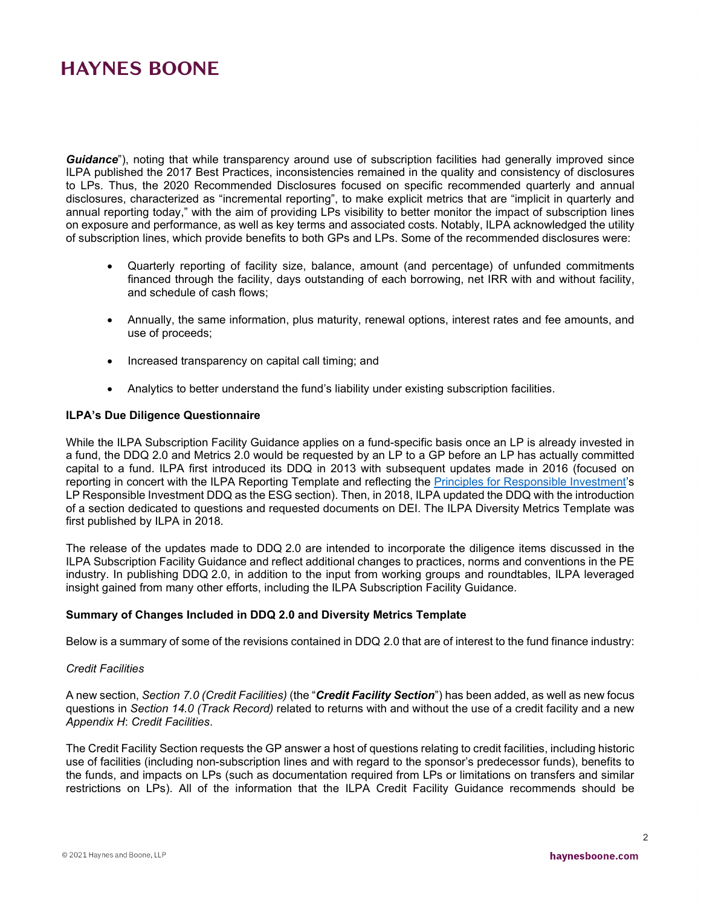***Guidance***"), noting that while transparency around use of subscription facilities had generally improved since ILPA published the 2017 Best Practices, inconsistencies remained in the quality and consistency of disclosures to LPs. Thus, the 2020 Recommended Disclosures focused on specific recommended quarterly and annual disclosures, characterized as "incremental reporting", to make explicit metrics that are "implicit in quarterly and annual reporting today," with the aim of providing LPs visibility to better monitor the impact of subscription lines on exposure and performance, as well as key terms and associated costs. Notably, ILPA acknowledged the utility of subscription lines, which provide benefits to both GPs and LPs. Some of the recommended disclosures were:

- Quarterly reporting of facility size, balance, amount (and percentage) of unfunded commitments financed through the facility, days outstanding of each borrowing, net IRR with and without facility, and schedule of cash flows;
- Annually, the same information, plus maturity, renewal options, interest rates and fee amounts, and use of proceeds;
- Increased transparency on capital call timing; and
- Analytics to better understand the fund's liability under existing subscription facilities.

**ILPA's Due Diligence Questionnaire**

While the ILPA Subscription Facility Guidance applies on a fund-specific basis once an LP is already invested in a fund, the DDQ 2.0 and Metrics 2.0 would be requested by an LP to a GP before an LP has actually committed capital to a fund. ILPA first introduced its DDQ in 2013 with subsequent updates made in 2016 (focused on reporting in concert with the ILPA Reporting Template and reflecting the Principles for Responsible Investment's LP Responsible Investment DDQ as the ESG section). Then, in 2018, ILPA updated the DDQ with the introduction of a section dedicated to questions and requested documents on DEI. The ILPA Diversity Metrics Template was first published by ILPA in 2018.

The release of the updates made to DDQ 2.0 are intended to incorporate the diligence items discussed in the ILPA Subscription Facility Guidance and reflect additional changes to practices, norms and conventions in the PE industry. In publishing DDQ 2.0, in addition to the input from working groups and roundtables, ILPA leveraged insight gained from many other efforts, including the ILPA Subscription Facility Guidance.

**Summary of Changes Included in DDQ 2.0 and Diversity Metrics Template**

Below is a summary of some of the revisions contained in DDQ 2.0 that are of interest to the fund finance industry:

*Credit Facilities*

A new section, *Section 7.0 (Credit Facilities)* (the "***Credit Facility Section***") has been added, as well as new focus questions in *Section 14.0 (Track Record)* related to returns with and without the use of a credit facility and a new *Appendix H*: *Credit Facilities*.

The Credit Facility Section requests the GP answer a host of questions relating to credit facilities, including historic use of facilities (including non-subscription lines and with regard to the sponsor's predecessor funds), benefits to the funds, and impacts on LPs (such as documentation required from LPs or limitations on transfers and similar restrictions on LPs). All of the information that the ILPA Credit Facility Guidance recommends should be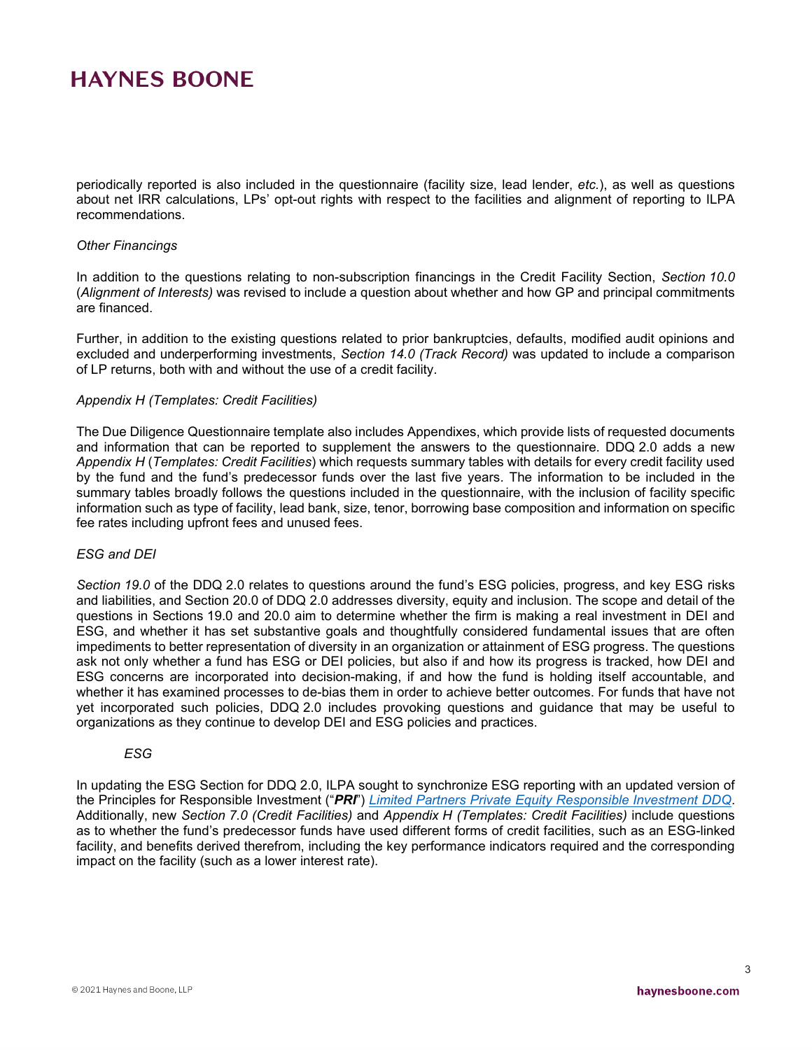periodically reported is also included in the questionnaire (facility size, lead lender, *etc.*), as well as questions about net IRR calculations, LPs' opt-out rights with respect to the facilities and alignment of reporting to ILPA recommendations.

*Other Financings*

In addition to the questions relating to non-subscription financings in the Credit Facility Section, *Section 10.0* (*Alignment of Interests)* was revised to include a question about whether and how GP and principal commitments are financed.

Further, in addition to the existing questions related to prior bankruptcies, defaults, modified audit opinions and excluded and underperforming investments, *Section 14.0 (Track Record)* was updated to include a comparison of LP returns, both with and without the use of a credit facility.

*Appendix H (Templates: Credit Facilities)*

The Due Diligence Questionnaire template also includes Appendixes, which provide lists of requested documents and information that can be reported to supplement the answers to the questionnaire. DDQ 2.0 adds a new *Appendix H* (*Templates: Credit Facilities*) which requests summary tables with details for every credit facility used by the fund and the fund's predecessor funds over the last five years. The information to be included in the summary tables broadly follows the questions included in the questionnaire, with the inclusion of facility specific information such as type of facility, lead bank, size, tenor, borrowing base composition and information on specific fee rates including upfront fees and unused fees.

*ESG and DEI*

*Section 19.0* of the DDQ 2.0 relates to questions around the fund's ESG policies, progress, and key ESG risks and liabilities, and Section 20.0 of DDQ 2.0 addresses diversity, equity and inclusion. The scope and detail of the questions in Sections 19.0 and 20.0 aim to determine whether the firm is making a real investment in DEI and ESG, and whether it has set substantive goals and thoughtfully considered fundamental issues that are often impediments to better representation of diversity in an organization or attainment of ESG progress. The questions ask not only whether a fund has ESG or DEI policies, but also if and how its progress is tracked, how DEI and ESG concerns are incorporated into decision-making, if and how the fund is holding itself accountable, and whether it has examined processes to de-bias them in order to achieve better outcomes. For funds that have not yet incorporated such policies, DDQ 2.0 includes provoking questions and guidance that may be useful to organizations as they continue to develop DEI and ESG policies and practices.

*ESG*

In updating the ESG Section for DDQ 2.0, ILPA sought to synchronize ESG reporting with an updated version of the Principles for Responsible Investment ("***PRI***") *Limited Partners Private Equity Responsible Investment DDQ*. Additionally, new *Section 7.0 (Credit Facilities)* and *Appendix H (Templates: Credit Facilities)* include questions as to whether the fund's predecessor funds have used different forms of credit facilities, such as an ESG-linked facility, and benefits derived therefrom, including the key performance indicators required and the corresponding impact on the facility (such as a lower interest rate).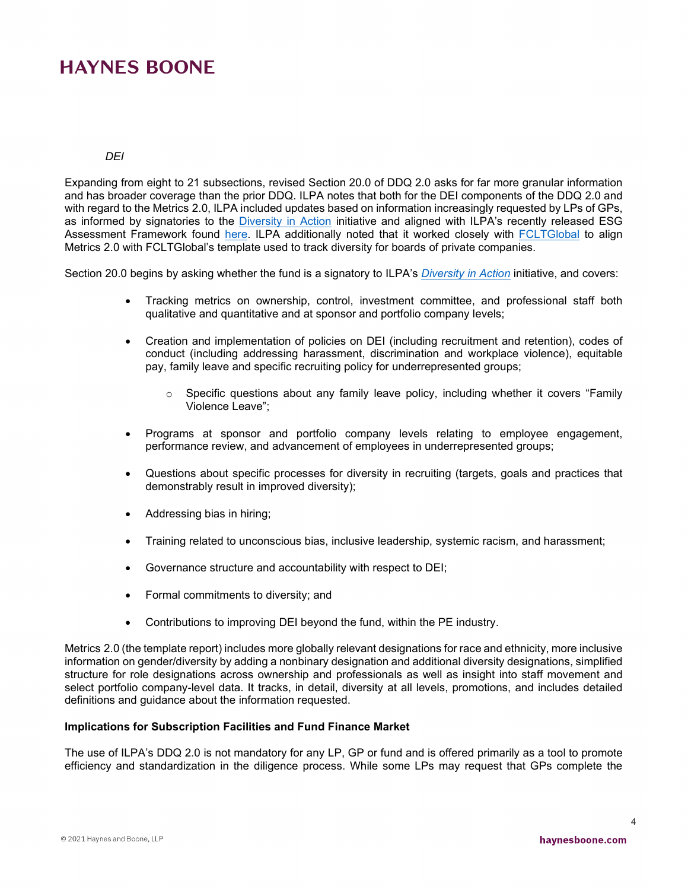*DEI*

Expanding from eight to 21 subsections, revised Section 20.0 of DDQ 2.0 asks for far more granular information and has broader coverage than the prior DDQ. ILPA notes that both for the DEI components of the DDQ 2.0 and with regard to the Metrics 2.0, ILPA included updates based on information increasingly requested by LPs of GPs, as informed by signatories to the Diversity in Action initiative and aligned with ILPA's recently released ESG Assessment Framework found here. ILPA additionally noted that it worked closely with FCLTGlobal to align Metrics 2.0 with FCLTGlobal's template used to track diversity for boards of private companies.

Section 20.0 begins by asking whether the fund is a signatory to ILPA's *Diversity in Action* initiative, and covers:

- Tracking metrics on ownership, control, investment committee, and professional staff both qualitative and quantitative and at sponsor and portfolio company levels;
- Creation and implementation of policies on DEI (including recruitment and retention), codes of conduct (including addressing harassment, discrimination and workplace violence), equitable pay, family leave and specific recruiting policy for underrepresented groups;
  - Specific questions about any family leave policy, including whether it covers "Family Violence Leave";
- Programs at sponsor and portfolio company levels relating to employee engagement, performance review, and advancement of employees in underrepresented groups;
- Questions about specific processes for diversity in recruiting (targets, goals and practices that demonstrably result in improved diversity);
- Addressing bias in hiring;
- Training related to unconscious bias, inclusive leadership, systemic racism, and harassment;
- Governance structure and accountability with respect to DEI;
- Formal commitments to diversity; and
- Contributions to improving DEI beyond the fund, within the PE industry.

Metrics 2.0 (the template report) includes more globally relevant designations for race and ethnicity, more inclusive information on gender/diversity by adding a nonbinary designation and additional diversity designations, simplified structure for role designations across ownership and professionals as well as insight into staff movement and select portfolio company-level data. It tracks, in detail, diversity at all levels, promotions, and includes detailed definitions and guidance about the information requested.

**Implications for Subscription Facilities and Fund Finance Market**

The use of ILPA's DDQ 2.0 is not mandatory for any LP, GP or fund and is offered primarily as a tool to promote efficiency and standardization in the diligence process. While some LPs may request that GPs complete the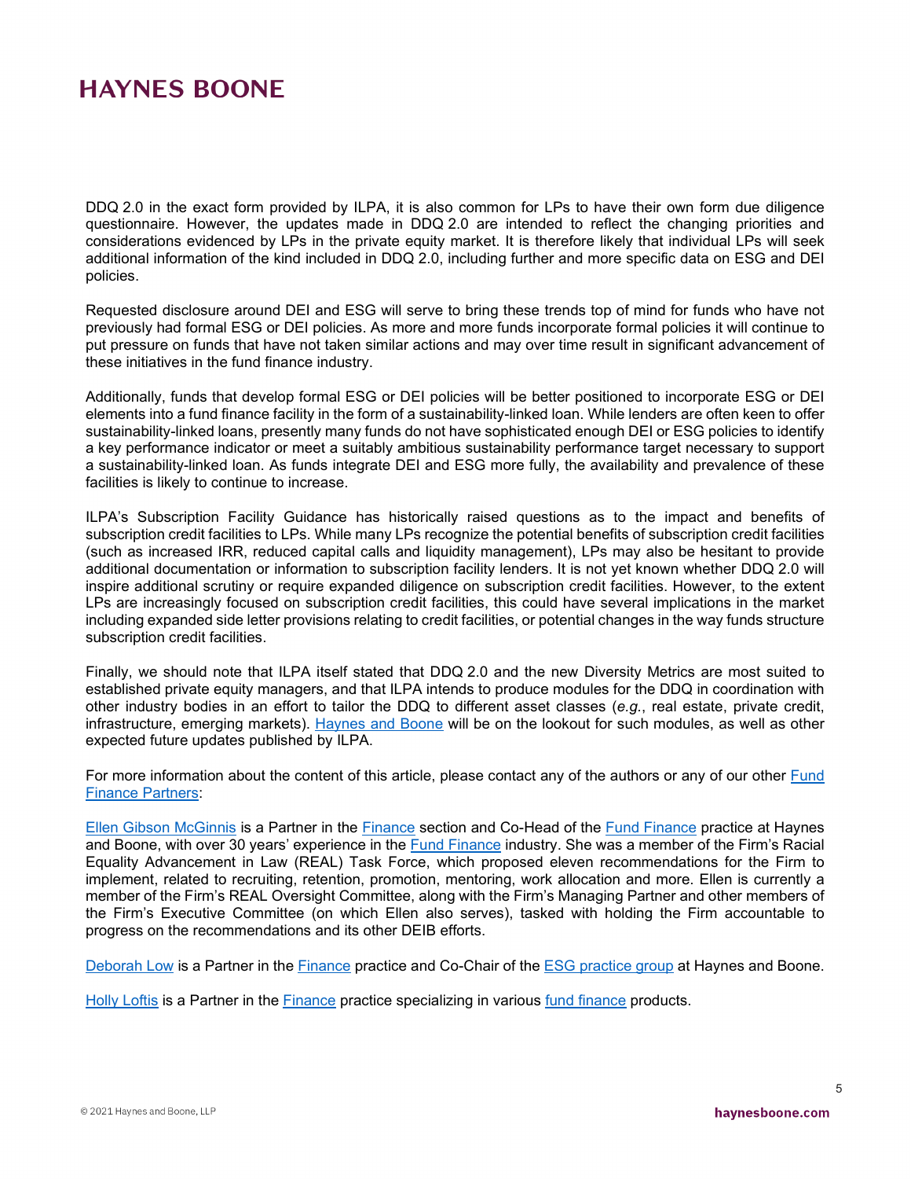DDQ 2.0 in the exact form provided by ILPA, it is also common for LPs to have their own form due diligence questionnaire. However, the updates made in DDQ 2.0 are intended to reflect the changing priorities and considerations evidenced by LPs in the private equity market. It is therefore likely that individual LPs will seek additional information of the kind included in DDQ 2.0, including further and more specific data on ESG and DEI policies.

Requested disclosure around DEI and ESG will serve to bring these trends top of mind for funds who have not previously had formal ESG or DEI policies. As more and more funds incorporate formal policies it will continue to put pressure on funds that have not taken similar actions and may over time result in significant advancement of these initiatives in the fund finance industry.

Additionally, funds that develop formal ESG or DEI policies will be better positioned to incorporate ESG or DEI elements into a fund finance facility in the form of a sustainability-linked loan. While lenders are often keen to offer sustainability-linked loans, presently many funds do not have sophisticated enough DEI or ESG policies to identify a key performance indicator or meet a suitably ambitious sustainability performance target necessary to support a sustainability-linked loan. As funds integrate DEI and ESG more fully, the availability and prevalence of these facilities is likely to continue to increase.

ILPA's Subscription Facility Guidance has historically raised questions as to the impact and benefits of subscription credit facilities to LPs. While many LPs recognize the potential benefits of subscription credit facilities (such as increased IRR, reduced capital calls and liquidity management), LPs may also be hesitant to provide additional documentation or information to subscription facility lenders. It is not yet known whether DDQ 2.0 will inspire additional scrutiny or require expanded diligence on subscription credit facilities. However, to the extent LPs are increasingly focused on subscription credit facilities, this could have several implications in the market including expanded side letter provisions relating to credit facilities, or potential changes in the way funds structure subscription credit facilities.

Finally, we should note that ILPA itself stated that DDQ 2.0 and the new Diversity Metrics are most suited to established private equity managers, and that ILPA intends to produce modules for the DDQ in coordination with other industry bodies in an effort to tailor the DDQ to different asset classes (*e.g.*, real estate, private credit, infrastructure, emerging markets). Haynes and Boone will be on the lookout for such modules, as well as other expected future updates published by ILPA.

For more information about the content of this article, please contact any of the authors or any of our other Fund Finance Partners:

Ellen Gibson McGinnis is a Partner in the Finance section and Co-Head of the Fund Finance practice at Haynes and Boone, with over 30 years' experience in the Fund Finance industry. She was a member of the Firm's Racial Equality Advancement in Law (REAL) Task Force, which proposed eleven recommendations for the Firm to implement, related to recruiting, retention, promotion, mentoring, work allocation and more. Ellen is currently a member of the Firm's REAL Oversight Committee, along with the Firm's Managing Partner and other members of the Firm's Executive Committee (on which Ellen also serves), tasked with holding the Firm accountable to progress on the recommendations and its other DEIB efforts.

Deborah Low is a Partner in the Finance practice and Co-Chair of the ESG practice group at Haynes and Boone.

Holly Loftis is a Partner in the Finance practice specializing in various fund finance products.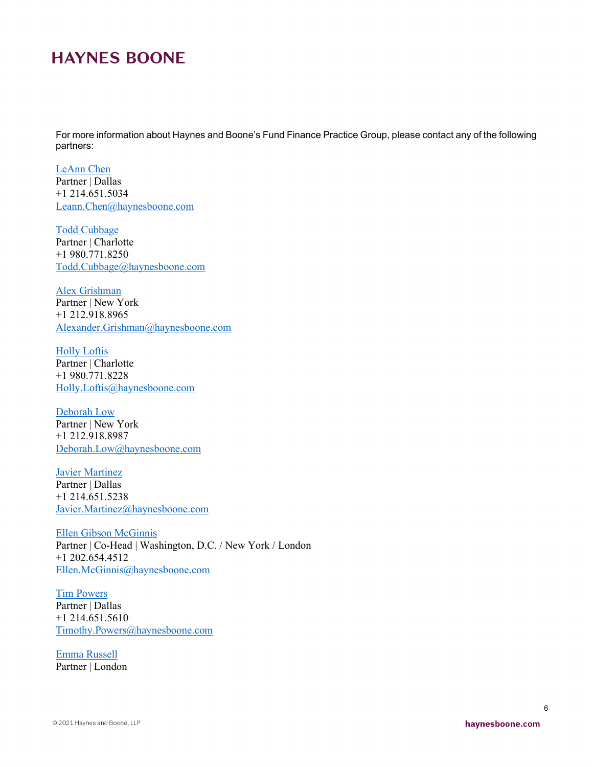HAYNES BOONE

For more information about Haynes and Boone's Fund Finance Practice Group, please contact any of the following partners:

LeAnn Chen
Partner | Dallas
+1 214.651.5034
Leann.Chen@haynesboone.com

Todd Cubbage
Partner | Charlotte
+1 980.771.8250
Todd.Cubbage@haynesboone.com

Alex Grishman
Partner | New York
+1 212.918.8965
Alexander.Grishman@haynesboone.com

Holly Loftis
Partner | Charlotte
+1 980.771.8228
Holly.Loftis@haynesboone.com

Deborah Low
Partner | New York
+1 212.918.8987
Deborah.Low@haynesboone.com

Javier Martinez
Partner | Dallas
+1 214.651.5238
Javier.Martinez@haynesboone.com

Ellen Gibson McGinnis
Partner | Co-Head | Washington, D.C. / New York / London
+1 202.654.4512
Ellen.McGinnis@haynesboone.com

Tim Powers
Partner | Dallas
+1 214.651.5610
Timothy.Powers@haynesboone.com

Emma Russell
Partner | London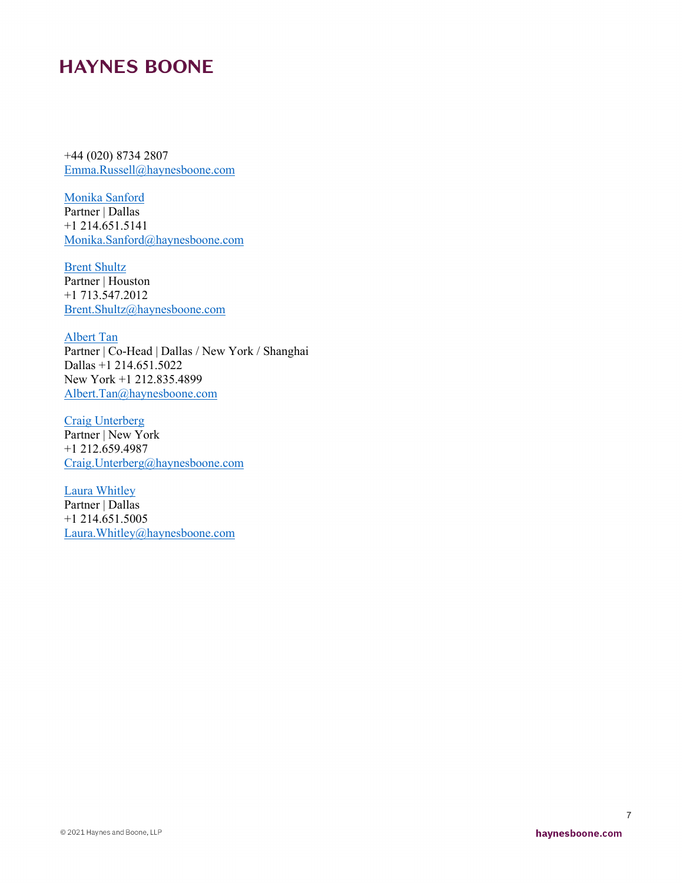+44 (020) 8734 2807
Emma.Russell@haynesboone.com

Monika Sanford
Partner | Dallas
+1 214.651.5141
Monika.Sanford@haynesboone.com

Brent Shultz
Partner | Houston
+1 713.547.2012
Brent.Shultz@haynesboone.com

Albert Tan
Partner | Co-Head | Dallas / New York / Shanghai
Dallas +1 214.651.5022
New York +1 212.835.4899
Albert.Tan@haynesboone.com

Craig Unterberg
Partner | New York
+1 212.659.4987
Craig.Unterberg@haynesboone.com

Laura Whitley
Partner | Dallas
+1 214.651.5005
Laura.Whitley@haynesboone.com